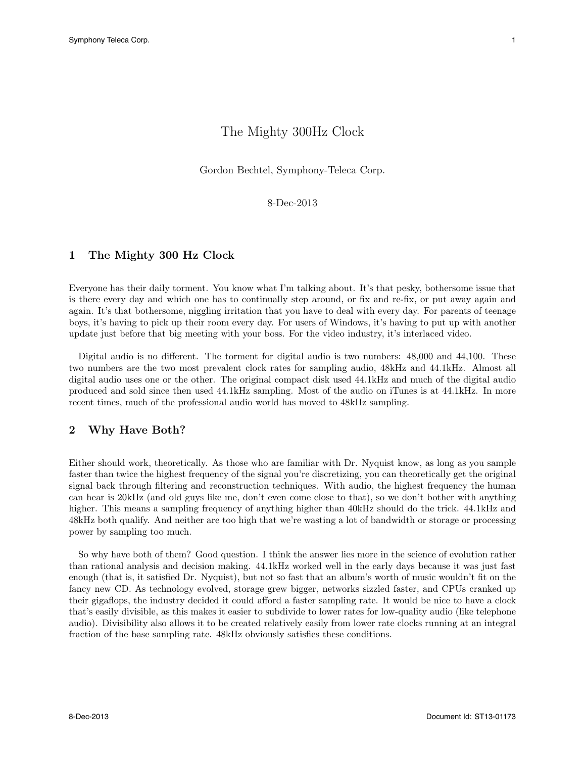# The Mighty 300Hz Clock

Gordon Bechtel, Symphony-Teleca Corp.

8-Dec-2013

## 1 The Mighty 300 Hz Clock

Everyone has their daily torment. You know what I'm talking about. It's that pesky, bothersome issue that is there every day and which one has to continually step around, or fix and re-fix, or put away again and again. It's that bothersome, niggling irritation that you have to deal with every day. For parents of teenage boys, it's having to pick up their room every day. For users of Windows, it's having to put up with another update just before that big meeting with your boss. For the video industry, it's interlaced video.

Digital audio is no different. The torment for digital audio is two numbers: 48,000 and 44,100. These two numbers are the two most prevalent clock rates for sampling audio, 48kHz and 44.1kHz. Almost all digital audio uses one or the other. The original compact disk used 44.1kHz and much of the digital audio produced and sold since then used 44.1kHz sampling. Most of the audio on iTunes is at 44.1kHz. In more recent times, much of the professional audio world has moved to 48kHz sampling.

## 2 Why Have Both?

Either should work, theoretically. As those who are familiar with Dr. Nyquist know, as long as you sample faster than twice the highest frequency of the signal you're discretizing, you can theoretically get the original signal back through filtering and reconstruction techniques. With audio, the highest frequency the human can hear is 20kHz (and old guys like me, don't even come close to that), so we don't bother with anything higher. This means a sampling frequency of anything higher than 40kHz should do the trick. 44.1kHz and 48kHz both qualify. And neither are too high that we're wasting a lot of bandwidth or storage or processing power by sampling too much.

So why have both of them? Good question. I think the answer lies more in the science of evolution rather than rational analysis and decision making. 44.1kHz worked well in the early days because it was just fast enough (that is, it satisfied Dr. Nyquist), but not so fast that an album's worth of music wouldn't fit on the fancy new CD. As technology evolved, storage grew bigger, networks sizzled faster, and CPUs cranked up their gigaflops, the industry decided it could afford a faster sampling rate. It would be nice to have a clock that's easily divisible, as this makes it easier to subdivide to lower rates for low-quality audio (like telephone audio). Divisibility also allows it to be created relatively easily from lower rate clocks running at an integral fraction of the base sampling rate. 48kHz obviously satisfies these conditions.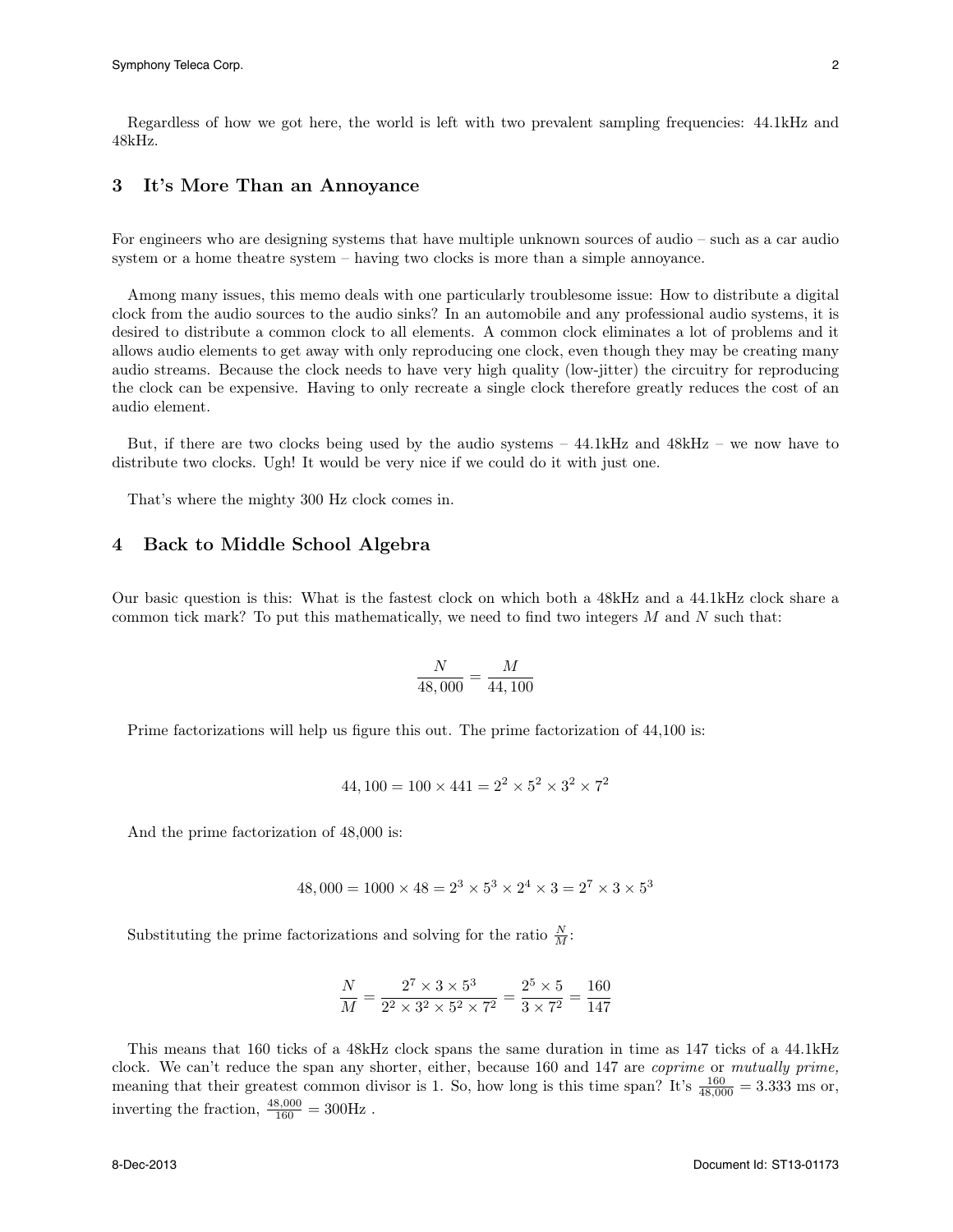Regardless of how we got here, the world is left with two prevalent sampling frequencies: 44.1kHz and 48kHz.

## 3 It's More Than an Annoyance

For engineers who are designing systems that have multiple unknown sources of audio – such as a car audio system or a home theatre system – having two clocks is more than a simple annoyance.

Among many issues, this memo deals with one particularly troublesome issue: How to distribute a digital clock from the audio sources to the audio sinks? In an automobile and any professional audio systems, it is desired to distribute a common clock to all elements. A common clock eliminates a lot of problems and it allows audio elements to get away with only reproducing one clock, even though they may be creating many audio streams. Because the clock needs to have very high quality (low-jitter) the circuitry for reproducing the clock can be expensive. Having to only recreate a single clock therefore greatly reduces the cost of an audio element.

But, if there are two clocks being used by the audio systems – 44.1kHz and 48kHz – we now have to distribute two clocks. Ugh! It would be very nice if we could do it with just one.

That's where the mighty 300 Hz clock comes in.

## 4 Back to Middle School Algebra

Our basic question is this: What is the fastest clock on which both a 48kHz and a 44.1kHz clock share a common tick mark? To put this mathematically, we need to find two integers $M$ and $N$ such that:

$$\frac{N}{48,000} = \frac{M}{44,100}$$

Prime factorizations will help us figure this out. The prime factorization of 44,100 is:

$$44,100 = 100 \times 441 = 2^2 \times 5^2 \times 3^2 \times 7^2$$

And the prime factorization of 48,000 is:

$$48,000 = 1000 \times 48 = 2^3 \times 5^3 \times 2^4 \times 3 = 2^7 \times 3 \times 5^3$$

Substituting the prime factorizations and solving for the ratio $\frac{N}{M}$:

$$\frac{N}{M} = \frac{2^7 \times 3 \times 5^3}{2^2 \times 3^2 \times 5^2 \times 7^2} = \frac{2^5 \times 5}{3 \times 7^2} = \frac{160}{147}$$

This means that 160 ticks of a 48kHz clock spans the same duration in time as 147 ticks of a 44.1kHz clock. We can't reduce the span any shorter, either, because 160 and 147 are *coprime* or *mutually prime,* meaning that their greatest common divisor is 1. So, how long is this time span? It's $\frac{160}{48,000} = 3.333$ ms or, inverting the fraction, $\frac{48,000}{160} = 300$Hz .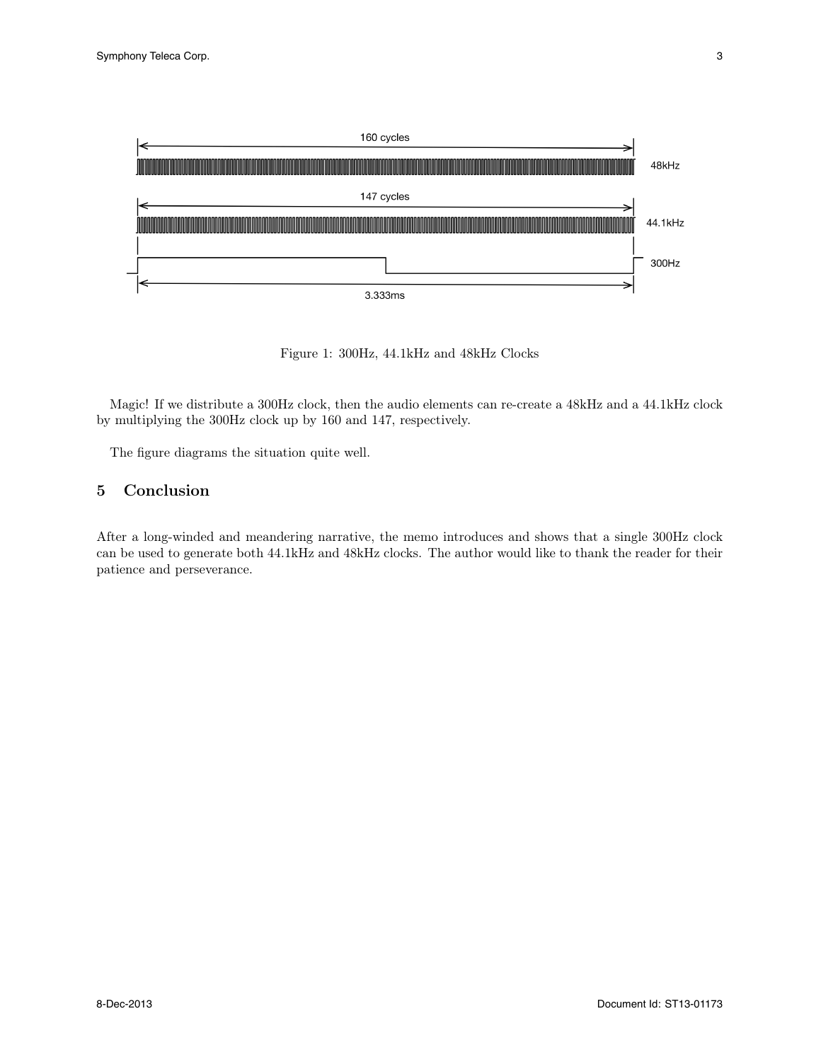160 cycles

48kHz

147 cycles

44.1kHz

300Hz

3.333ms

Figure 1: 300Hz, 44.1kHz and 48kHz Clocks

Magic! If we distribute a 300Hz clock, then the audio elements can re-create a 48kHz and a 44.1kHz clock by multiplying the 300Hz clock up by 160 and 147, respectively.

The figure diagrams the situation quite well.

## 5 Conclusion

After a long-winded and meandering narrative, the memo introduces and shows that a single 300Hz clock can be used to generate both 44.1kHz and 48kHz clocks. The author would like to thank the reader for their patience and perseverance.